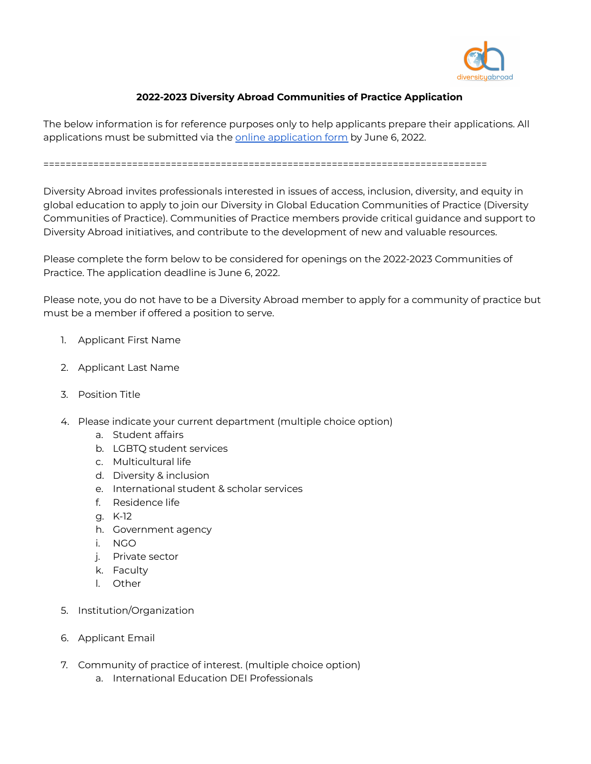# 2022-2023 Diversity Abroad Communities of Practice Application

The below information is for reference purposes only to help applicants prepare their applications. All applications must be submitted via the [online application form]() by June 6, 2022.

================================================================================

Diversity Abroad invites professionals interested in issues of access, inclusion, diversity, and equity in global education to apply to join our Diversity in Global Education Communities of Practice (Diversity Communities of Practice). Communities of Practice members provide critical guidance and support to Diversity Abroad initiatives, and contribute to the development of new and valuable resources.

Please complete the form below to be considered for openings on the 2022-2023 Communities of Practice. The application deadline is June 6, 2022.

Please note, you do not have to be a Diversity Abroad member to apply for a community of practice but must be a member if offered a position to serve.

1. Applicant First Name

2. Applicant Last Name

3. Position Title

4. Please indicate your current department (multiple choice option)
   a. Student affairs
   b. LGBTQ student services
   c. Multicultural life
   d. Diversity & inclusion
   e. International student & scholar services
   f. Residence life
   g. K-12
   h. Government agency
   i. NGO
   j. Private sector
   k. Faculty
   l. Other

5. Institution/Organization

6. Applicant Email

7. Community of practice of interest. (multiple choice option)
   a. International Education DEI Professionals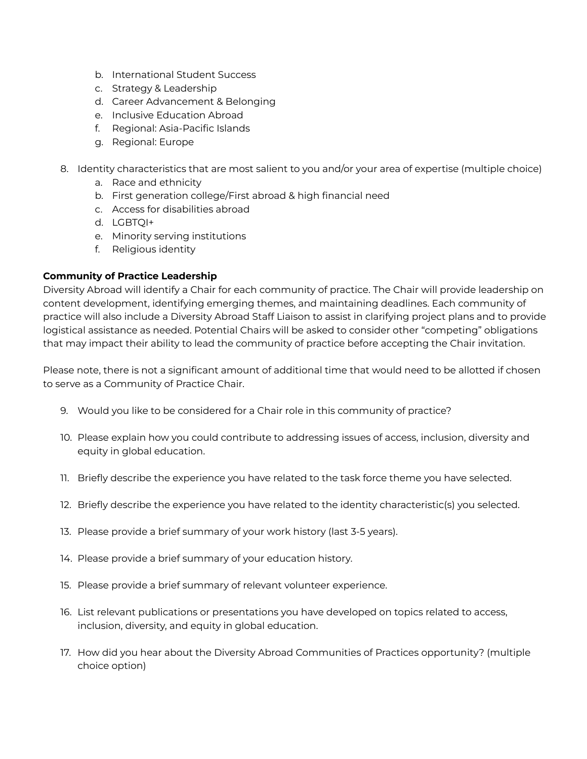b. International Student Success
   c. Strategy & Leadership
   d. Career Advancement & Belonging
   e. Inclusive Education Abroad
   f. Regional: Asia-Pacific Islands
   g. Regional: Europe

8. Identity characteristics that are most salient to you and/or your area of expertise (multiple choice)
   a. Race and ethnicity
   b. First generation college/First abroad & high financial need
   c. Access for disabilities abroad
   d. LGBTQI+
   e. Minority serving institutions
   f. Religious identity

**Community of Practice Leadership**

Diversity Abroad will identify a Chair for each community of practice. The Chair will provide leadership on content development, identifying emerging themes, and maintaining deadlines. Each community of practice will also include a Diversity Abroad Staff Liaison to assist in clarifying project plans and to provide logistical assistance as needed. Potential Chairs will be asked to consider other "competing" obligations that may impact their ability to lead the community of practice before accepting the Chair invitation.

Please note, there is not a significant amount of additional time that would need to be allotted if chosen to serve as a Community of Practice Chair.

9. Would you like to be considered for a Chair role in this community of practice?

10. Please explain how you could contribute to addressing issues of access, inclusion, diversity and equity in global education.

11. Briefly describe the experience you have related to the task force theme you have selected.

12. Briefly describe the experience you have related to the identity characteristic(s) you selected.

13. Please provide a brief summary of your work history (last 3-5 years).

14. Please provide a brief summary of your education history.

15. Please provide a brief summary of relevant volunteer experience.

16. List relevant publications or presentations you have developed on topics related to access, inclusion, diversity, and equity in global education.

17. How did you hear about the Diversity Abroad Communities of Practices opportunity? (multiple choice option)